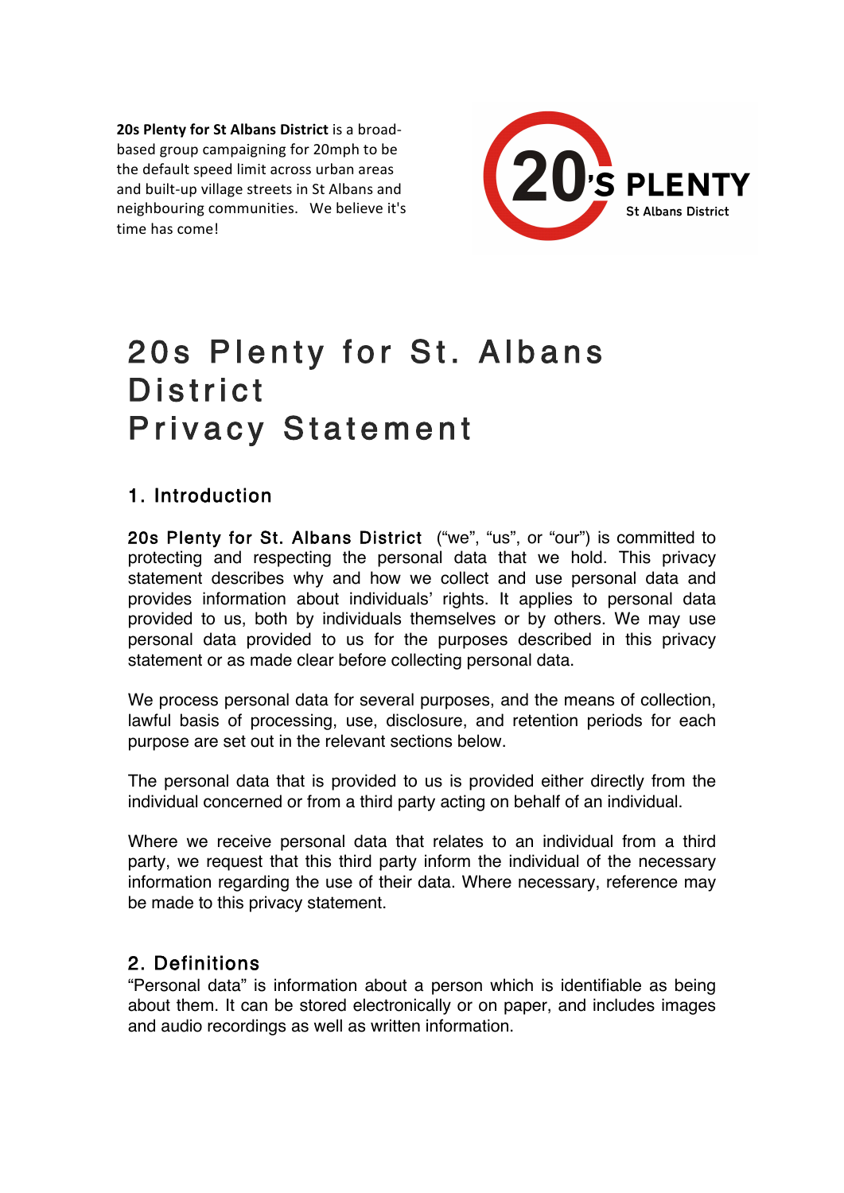**20s Plenty for St Albans District** is a broad-based group campaigning for 20mph to be the default speed limit across urban areas and built-up village streets in St Albans and neighbouring communities. We believe it's time has come!

20's PLENTY
St Albans District

# 20s Plenty for St. Albans District Privacy Statement

## 1. Introduction

**20s Plenty for St. Albans District** ("we", "us", or "our") is committed to protecting and respecting the personal data that we hold. This privacy statement describes why and how we collect and use personal data and provides information about individuals' rights. It applies to personal data provided to us, both by individuals themselves or by others. We may use personal data provided to us for the purposes described in this privacy statement or as made clear before collecting personal data.

We process personal data for several purposes, and the means of collection, lawful basis of processing, use, disclosure, and retention periods for each purpose are set out in the relevant sections below.

The personal data that is provided to us is provided either directly from the individual concerned or from a third party acting on behalf of an individual.

Where we receive personal data that relates to an individual from a third party, we request that this third party inform the individual of the necessary information regarding the use of their data. Where necessary, reference may be made to this privacy statement.

## 2. Definitions

"Personal data" is information about a person which is identifiable as being about them. It can be stored electronically or on paper, and includes images and audio recordings as well as written information.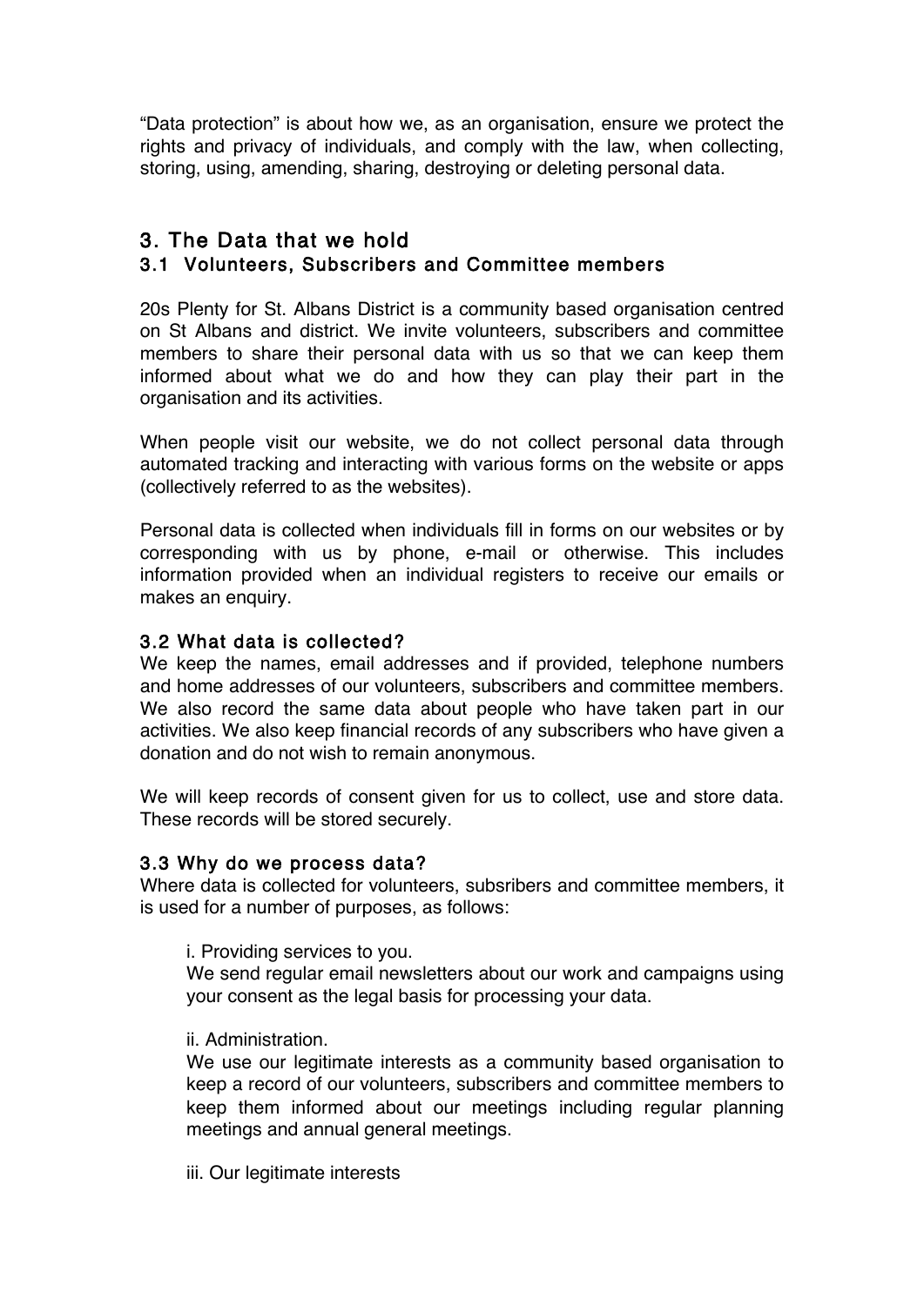"Data protection" is about how we, as an organisation, ensure we protect the rights and privacy of individuals, and comply with the law, when collecting, storing, using, amending, sharing, destroying or deleting personal data.

## 3. The Data that we hold

### 3.1 Volunteers, Subscribers and Committee members

20s Plenty for St. Albans District is a community based organisation centred on St Albans and district. We invite volunteers, subscribers and committee members to share their personal data with us so that we can keep them informed about what we do and how they can play their part in the organisation and its activities.

When people visit our website, we do not collect personal data through automated tracking and interacting with various forms on the website or apps (collectively referred to as the websites).

Personal data is collected when individuals fill in forms on our websites or by corresponding with us by phone, e-mail or otherwise. This includes information provided when an individual registers to receive our emails or makes an enquiry.

### 3.2 What data is collected?

We keep the names, email addresses and if provided, telephone numbers and home addresses of our volunteers, subscribers and committee members. We also record the same data about people who have taken part in our activities. We also keep financial records of any subscribers who have given a donation and do not wish to remain anonymous.

We will keep records of consent given for us to collect, use and store data. These records will be stored securely.

### 3.3 Why do we process data?

Where data is collected for volunteers, subsribers and committee members, it is used for a number of purposes, as follows:

i. Providing services to you.
We send regular email newsletters about our work and campaigns using your consent as the legal basis for processing your data.

ii. Administration.
We use our legitimate interests as a community based organisation to keep a record of our volunteers, subscribers and committee members to keep them informed about our meetings including regular planning meetings and annual general meetings.

iii. Our legitimate interests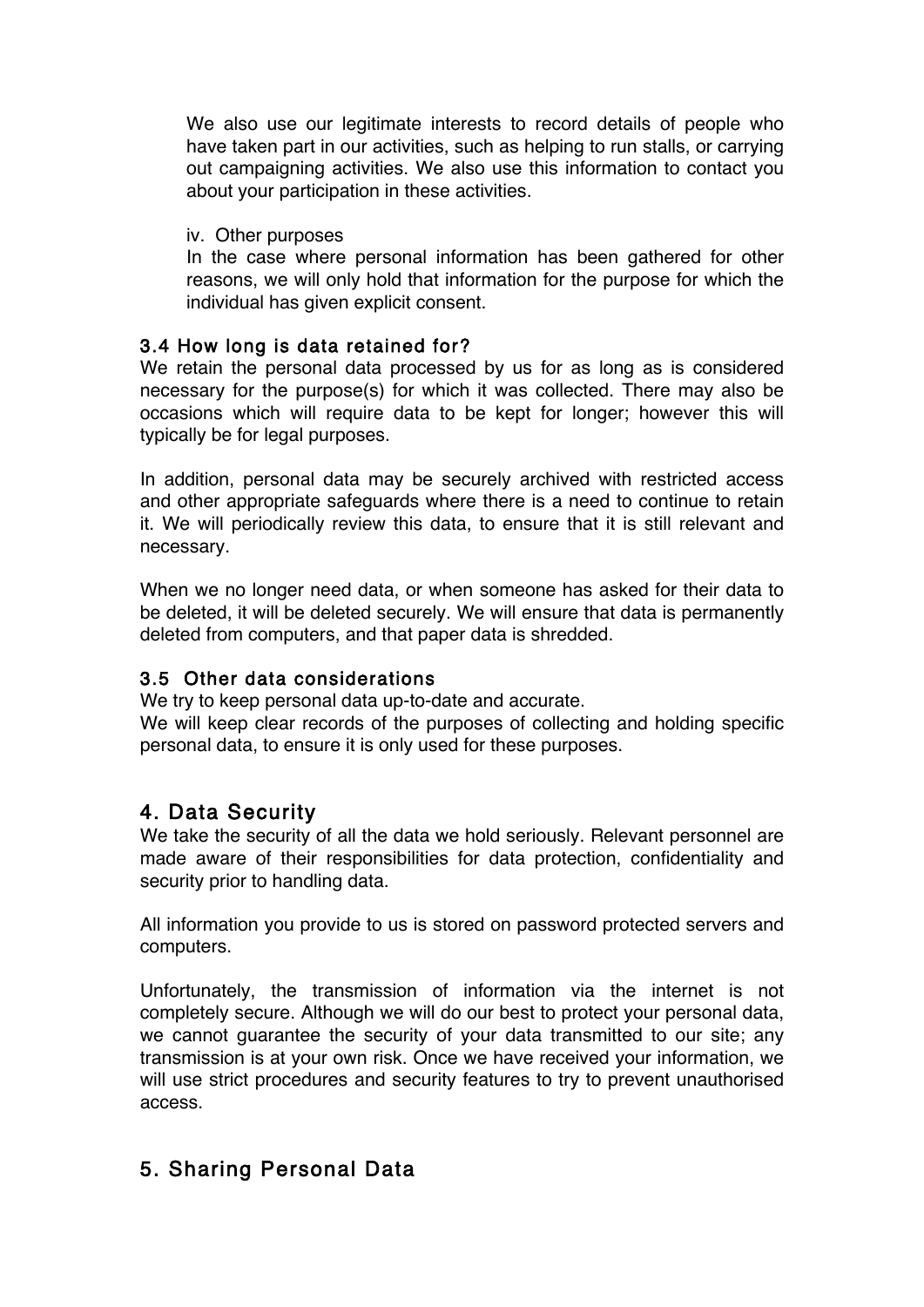We also use our legitimate interests to record details of people who have taken part in our activities, such as helping to run stalls, or carrying out campaigning activities. We also use this information to contact you about your participation in these activities.

iv. Other purposes

In the case where personal information has been gathered for other reasons, we will only hold that information for the purpose for which the individual has given explicit consent.

### 3.4 How long is data retained for?

We retain the personal data processed by us for as long as is considered necessary for the purpose(s) for which it was collected. There may also be occasions which will require data to be kept for longer; however this will typically be for legal purposes.

In addition, personal data may be securely archived with restricted access and other appropriate safeguards where there is a need to continue to retain it. We will periodically review this data, to ensure that it is still relevant and necessary.

When we no longer need data, or when someone has asked for their data to be deleted, it will be deleted securely. We will ensure that data is permanently deleted from computers, and that paper data is shredded.

### 3.5 Other data considerations

We try to keep personal data up-to-date and accurate.

We will keep clear records of the purposes of collecting and holding specific personal data, to ensure it is only used for these purposes.

## 4. Data Security

We take the security of all the data we hold seriously. Relevant personnel are made aware of their responsibilities for data protection, confidentiality and security prior to handling data.

All information you provide to us is stored on password protected servers and computers.

Unfortunately, the transmission of information via the internet is not completely secure. Although we will do our best to protect your personal data, we cannot guarantee the security of your data transmitted to our site; any transmission is at your own risk. Once we have received your information, we will use strict procedures and security features to try to prevent unauthorised access.

## 5. Sharing Personal Data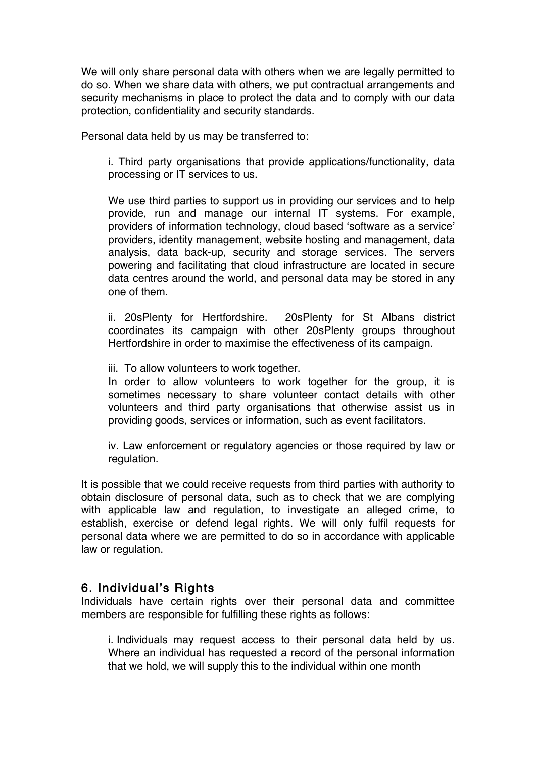We will only share personal data with others when we are legally permitted to do so. When we share data with others, we put contractual arrangements and security mechanisms in place to protect the data and to comply with our data protection, confidentiality and security standards.

Personal data held by us may be transferred to:

i. Third party organisations that provide applications/functionality, data processing or IT services to us.

We use third parties to support us in providing our services and to help provide, run and manage our internal IT systems. For example, providers of information technology, cloud based 'software as a service' providers, identity management, website hosting and management, data analysis, data back-up, security and storage services. The servers powering and facilitating that cloud infrastructure are located in secure data centres around the world, and personal data may be stored in any one of them.

ii. 20sPlenty for Hertfordshire. 20sPlenty for St Albans district coordinates its campaign with other 20sPlenty groups throughout Hertfordshire in order to maximise the effectiveness of its campaign.

iii. To allow volunteers to work together.
In order to allow volunteers to work together for the group, it is sometimes necessary to share volunteer contact details with other volunteers and third party organisations that otherwise assist us in providing goods, services or information, such as event facilitators.

iv. Law enforcement or regulatory agencies or those required by law or regulation.

It is possible that we could receive requests from third parties with authority to obtain disclosure of personal data, such as to check that we are complying with applicable law and regulation, to investigate an alleged crime, to establish, exercise or defend legal rights. We will only fulfil requests for personal data where we are permitted to do so in accordance with applicable law or regulation.

## 6. Individual's Rights

Individuals have certain rights over their personal data and committee members are responsible for fulfilling these rights as follows:

i. Individuals may request access to their personal data held by us. Where an individual has requested a record of the personal information that we hold, we will supply this to the individual within one month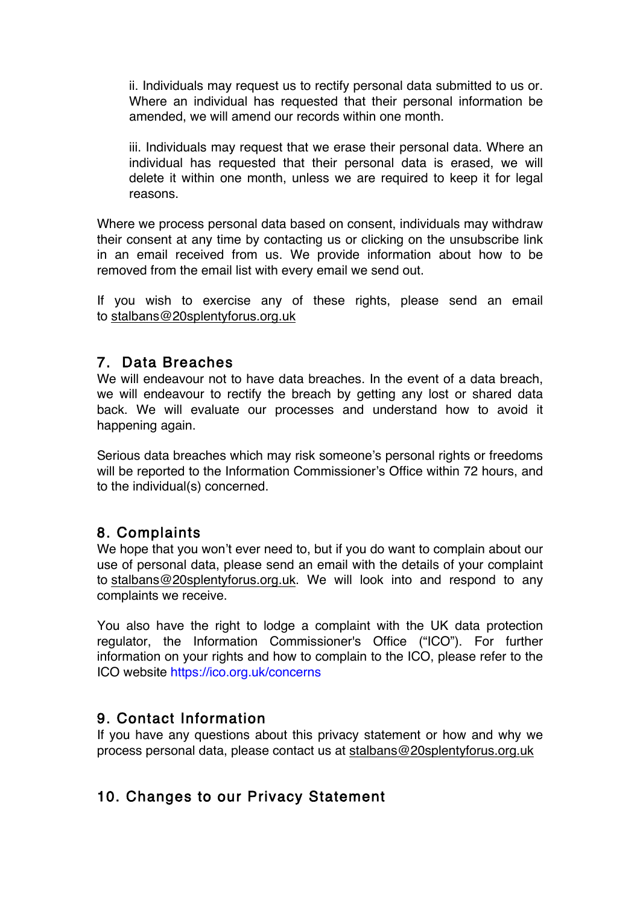ii. Individuals may request us to rectify personal data submitted to us or. Where an individual has requested that their personal information be amended, we will amend our records within one month.

iii. Individuals may request that we erase their personal data. Where an individual has requested that their personal data is erased, we will delete it within one month, unless we are required to keep it for legal reasons.

Where we process personal data based on consent, individuals may withdraw their consent at any time by contacting us or clicking on the unsubscribe link in an email received from us. We provide information about how to be removed from the email list with every email we send out.

If you wish to exercise any of these rights, please send an email to stalbans@20splentyforus.org.uk

## 7. Data Breaches

We will endeavour not to have data breaches. In the event of a data breach, we will endeavour to rectify the breach by getting any lost or shared data back. We will evaluate our processes and understand how to avoid it happening again.

Serious data breaches which may risk someone's personal rights or freedoms will be reported to the Information Commissioner's Office within 72 hours, and to the individual(s) concerned.

## 8. Complaints

We hope that you won't ever need to, but if you do want to complain about our use of personal data, please send an email with the details of your complaint to stalbans@20splentyforus.org.uk. We will look into and respond to any complaints we receive.

You also have the right to lodge a complaint with the UK data protection regulator, the Information Commissioner's Office ("ICO"). For further information on your rights and how to complain to the ICO, please refer to the ICO website https://ico.org.uk/concerns

## 9. Contact Information

If you have any questions about this privacy statement or how and why we process personal data, please contact us at stalbans@20splentyforus.org.uk

## 10. Changes to our Privacy Statement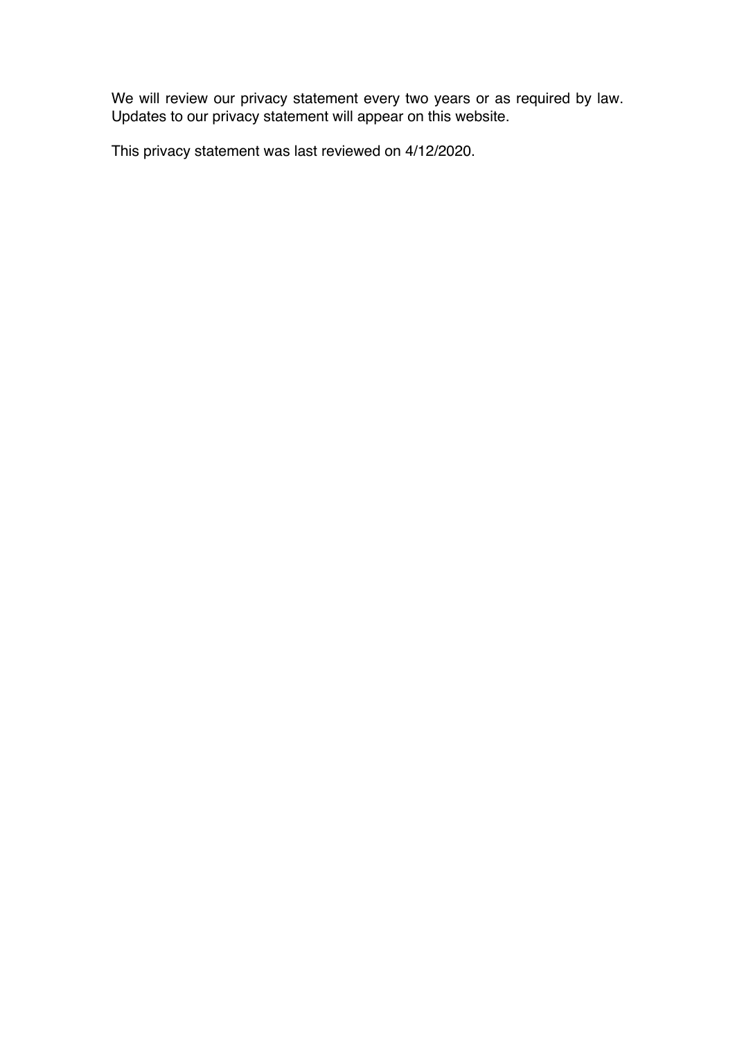We will review our privacy statement every two years or as required by law. Updates to our privacy statement will appear on this website.

This privacy statement was last reviewed on 4/12/2020.